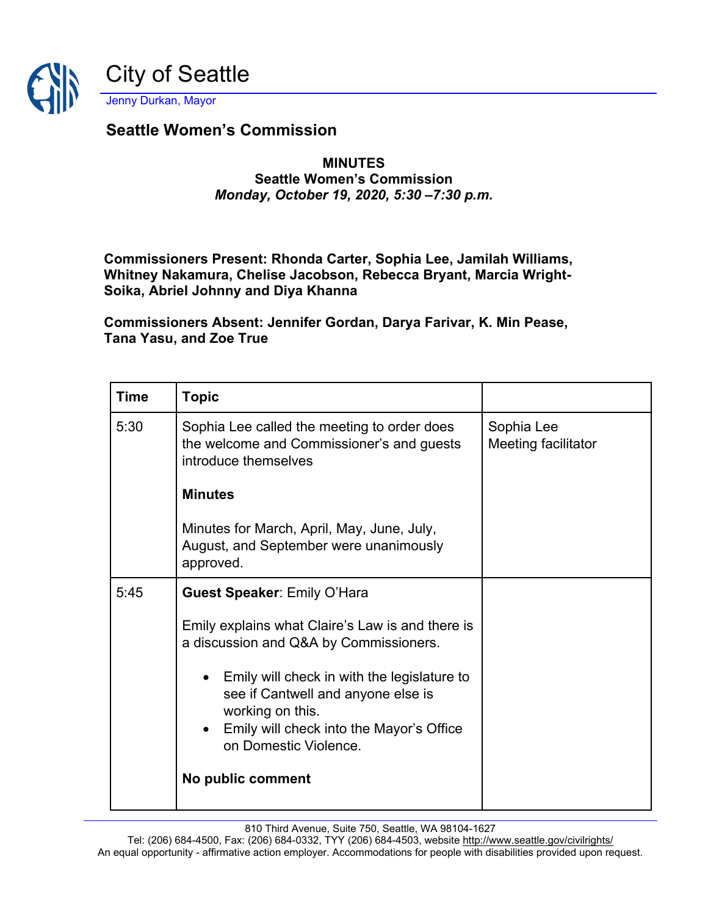# City of Seattle

Jenny Durkan, Mayor

## Seattle Women's Commission

**MINUTES**
**Seattle Women's Commission**
***Monday, October 19, 2020, 5:30 –7:30 p.m.***

**Commissioners Present: Rhonda Carter, Sophia Lee, Jamilah Williams, Whitney Nakamura, Chelise Jacobson, Rebecca Bryant, Marcia Wright-Soika, Abriel Johnny and Diya Khanna**

**Commissioners Absent: Jennifer Gordan, Darya Farivar, K. Min Pease, Tana Yasu, and Zoe True**

| Time | Topic | |
|---|---|---|
| 5:30 | Sophia Lee called the meeting to order does the welcome and Commissioner's and guests introduce themselves<br><br>**Minutes**<br><br>Minutes for March, April, May, June, July, August, and September were unanimously approved. | Sophia Lee<br>Meeting facilitator |
| 5:45 | **Guest Speaker**: Emily O'Hara<br><br>Emily explains what Claire's Law is and there is a discussion and Q&A by Commissioners.<br><br>• Emily will check in with the legislature to see if Cantwell and anyone else is working on this.<br>• Emily will check into the Mayor's Office on Domestic Violence.<br><br>**No public comment** | |

810 Third Avenue, Suite 750, Seattle, WA 98104-1627
Tel: (206) 684-4500, Fax: (206) 684-0332, TYY (206) 684-4503, website http://www.seattle.gov/civilrights/
An equal opportunity - affirmative action employer. Accommodations for people with disabilities provided upon request.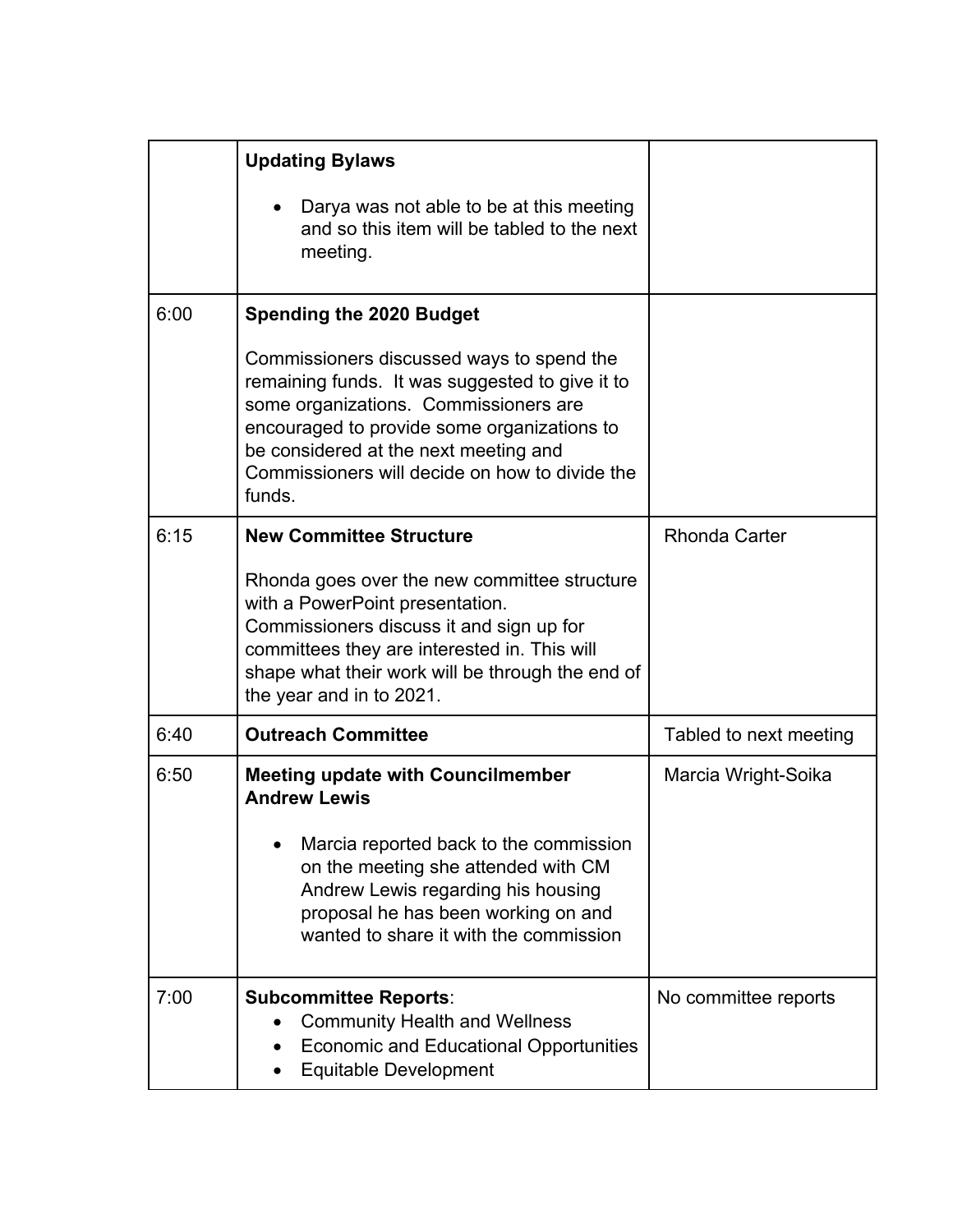| | | |
|---|---|---|
| | **Updating Bylaws**<br><br>• Darya was not able to be at this meeting and so this item will be tabled to the next meeting. | |
| 6:00 | **Spending the 2020 Budget**<br><br>Commissioners discussed ways to spend the remaining funds. It was suggested to give it to some organizations. Commissioners are encouraged to provide some organizations to be considered at the next meeting and Commissioners will decide on how to divide the funds. | |
| 6:15 | **New Committee Structure**<br><br>Rhonda goes over the new committee structure with a PowerPoint presentation. Commissioners discuss it and sign up for committees they are interested in. This will shape what their work will be through the end of the year and in to 2021. | Rhonda Carter |
| 6:40 | **Outreach Committee** | Tabled to next meeting |
| 6:50 | **Meeting update with Councilmember Andrew Lewis**<br><br>• Marcia reported back to the commission on the meeting she attended with CM Andrew Lewis regarding his housing proposal he has been working on and wanted to share it with the commission | Marcia Wright-Soika |
| 7:00 | **Subcommittee Reports**:<br>• Community Health and Wellness<br>• Economic and Educational Opportunities<br>• Equitable Development | No committee reports |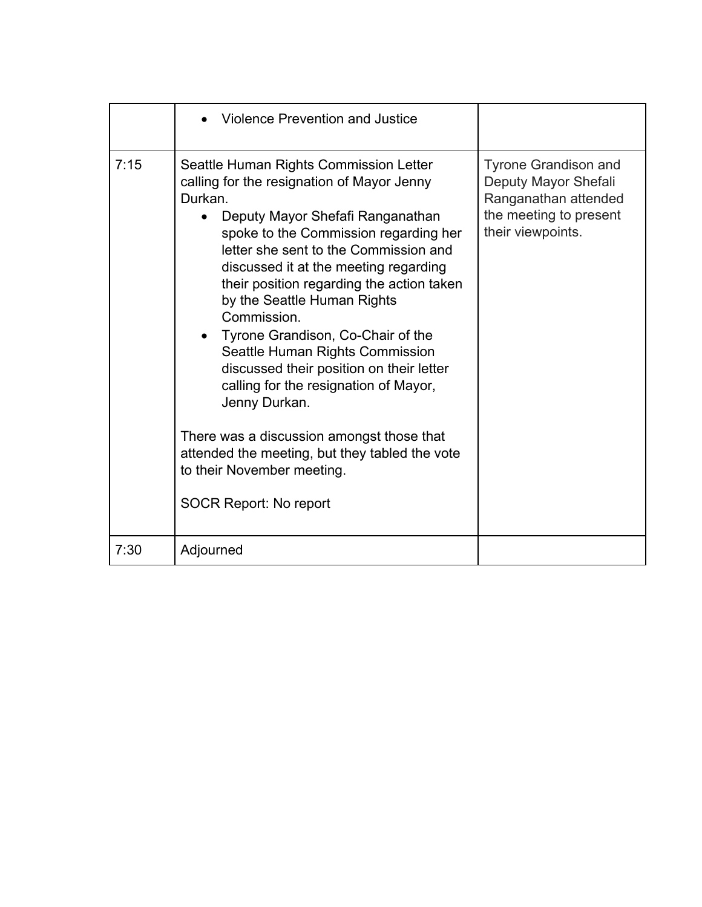| | | |
|---|---|---|
| | • Violence Prevention and Justice | |
| 7:15 | Seattle Human Rights Commission Letter calling for the resignation of Mayor Jenny Durkan.<br>• Deputy Mayor Shefafi Ranganathan spoke to the Commission regarding her letter she sent to the Commission and discussed it at the meeting regarding their position regarding the action taken by the Seattle Human Rights Commission.<br>• Tyrone Grandison, Co-Chair of the Seattle Human Rights Commission discussed their position on their letter calling for the resignation of Mayor, Jenny Durkan.<br><br>There was a discussion amongst those that attended the meeting, but they tabled the vote to their November meeting.<br><br>SOCR Report: No report | Tyrone Grandison and Deputy Mayor Shefali Ranganathan attended the meeting to present their viewpoints. |
| 7:30 | Adjourned | |